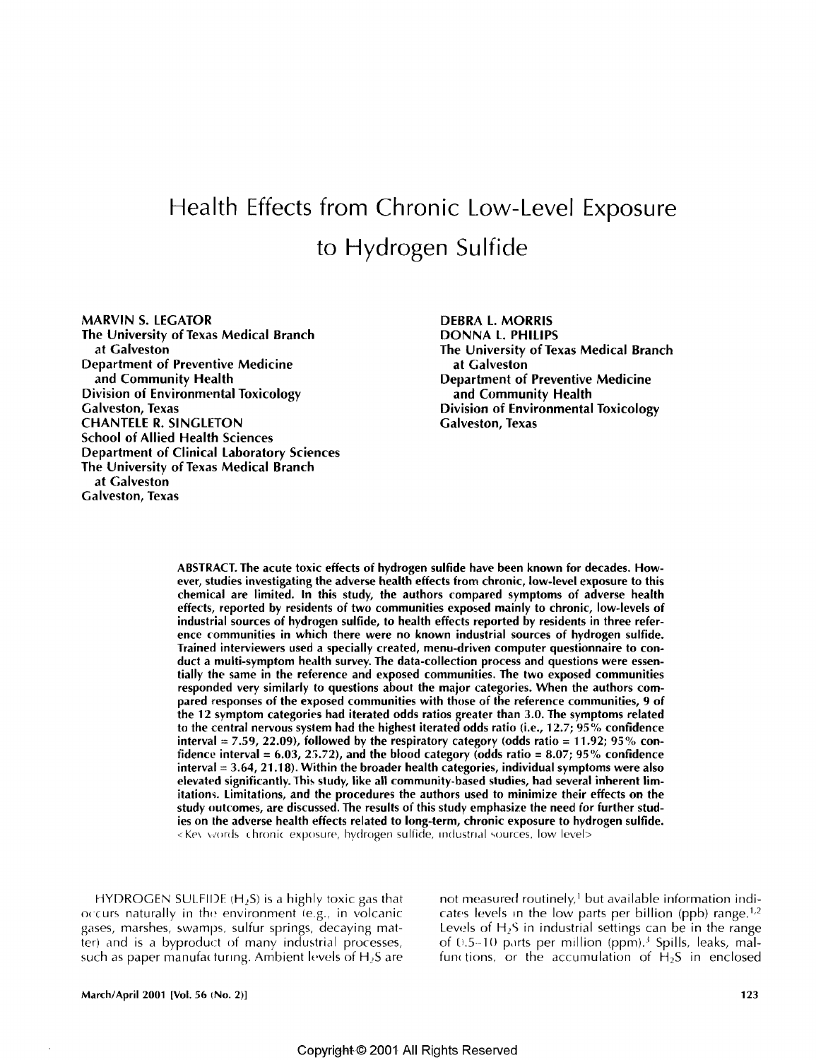# Health Effects from Chronic Low-Level Exposure to Hydrogen Sulfide

**MARVIN S. LEGATOR**
**The University of Texas Medical Branch at Galveston**
**Department of Preventive Medicine and Community Health**
**Division of Environmental Toxicology**
**Galveston, Texas**

**CHANTELE R. SINGLETON**
**School of Allied Health Sciences**
**Department of Clinical Laboratory Sciences**
**The University of Texas Medical Branch at Galveston**
**Galveston, Texas**

**DEBRA L. MORRIS**
**DONNA L. PHILIPS**
**The University of Texas Medical Branch at Galveston**
**Department of Preventive Medicine and Community Health**
**Division of Environmental Toxicology**
**Galveston, Texas**

**ABSTRACT. The acute toxic effects of hydrogen sulfide have been known for decades. However, studies investigating the adverse health effects from chronic, low-level exposure to this chemical are limited. In this study, the authors compared symptoms of adverse health effects, reported by residents of two communities exposed mainly to chronic, low-levels of industrial sources of hydrogen sulfide, to health effects reported by residents in three reference communities in which there were no known industrial sources of hydrogen sulfide. Trained interviewers used a specially created, menu-driven computer questionnaire to conduct a multi-symptom health survey. The data-collection process and questions were essentially the same in the reference and exposed communities. The two exposed communities responded very similarly to questions about the major categories. When the authors compared responses of the exposed communities with those of the reference communities, 9 of the 12 symptom categories had iterated odds ratios greater than 3.0. The symptoms related to the central nervous system had the highest iterated odds ratio (i.e., 12.7; 95% confidence interval = 7.59, 22.09), followed by the respiratory category (odds ratio = 11.92; 95% confidence interval = 6.03, 23.72), and the blood category (odds ratio = 8.07; 95% confidence interval = 3.64, 21.18). Within the broader health categories, individual symptoms were also elevated significantly. This study, like all community-based studies, had several inherent limitations. Limitations, and the procedures the authors used to minimize their effects on the study outcomes, are discussed. The results of this study emphasize the need for further studies on the adverse health effects related to long-term, chronic exposure to hydrogen sulfide.**
<Key words: chronic exposure, hydrogen sulfide, industrial sources, low level>

HYDROGEN SULFIDE ($H_2S$) is a highly toxic gas that occurs naturally in the environment (e.g., in volcanic gases, marshes, swamps, sulfur springs, decaying matter) and is a byproduct of many industrial processes, such as paper manufacturing. Ambient levels of $H_2S$ are not measured routinely,[1] but available information indicates levels in the low parts per billion (ppb) range.[1,2] Levels of $H_2S$ in industrial settings can be in the range of 0.5–10 parts per million (ppm).[3] Spills, leaks, malfunctions, or the accumulation of $H_2S$ in enclosed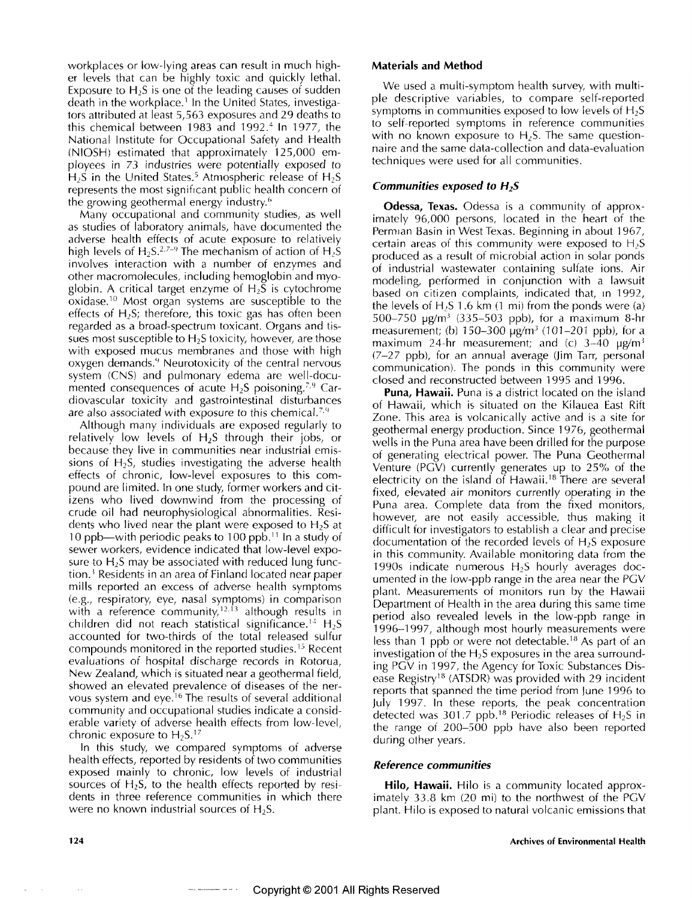workplaces or low-lying areas can result in much higher levels that can be highly toxic and quickly lethal. Exposure to $H_2S$ is one of the leading causes of sudden death in the workplace.[1] In the United States, investigators attributed at least 5,563 exposures and 29 deaths to this chemical between 1983 and 1992.[4] In 1977, the National Institute for Occupational Safety and Health (NIOSH) estimated that approximately 125,000 employees in 73 industries were potentially exposed to $H_2S$ in the United States.[5] Atmospheric release of $H_2S$ represents the most significant public health concern of the growing geothermal energy industry.[6]

Many occupational and community studies, as well as studies of laboratory animals, have documented the adverse health effects of acute exposure to relatively high levels of $H_2S$.[2,7–9] The mechanism of action of $H_2S$ involves interaction with a number of enzymes and other macromolecules, including hemoglobin and myoglobin. A critical target enzyme of $H_2S$ is cytochrome oxidase.[10] Most organ systems are susceptible to the effects of $H_2S$; therefore, this toxic gas has often been regarded as a broad-spectrum toxicant. Organs and tissues most susceptible to $H_2S$ toxicity, however, are those with exposed mucus membranes and those with high oxygen demands.[9] Neurotoxicity of the central nervous system (CNS) and pulmonary edema are well-documented consequences of acute $H_2S$ poisoning.[7,9] Cardiovascular toxicity and gastrointestinal disturbances are also associated with exposure to this chemical.[7,9]

Although many individuals are exposed regularly to relatively low levels of $H_2S$ through their jobs, or because they live in communities near industrial emissions of $H_2S$, studies investigating the adverse health effects of chronic, low-level exposures to this compound are limited. In one study, former workers and citizens who lived downwind from the processing of crude oil had neurophysiological abnormalities. Residents who lived near the plant were exposed to $H_2S$ at 10 ppb—with periodic peaks to 100 ppb.[11] In a study of sewer workers, evidence indicated that low-level exposure to $H_2S$ may be associated with reduced lung function.[3] Residents in an area of Finland located near paper mills reported an excess of adverse health symptoms (e.g., respiratory, eye, nasal symptoms) in comparison with a reference community,[12,13] although results in children did not reach statistical significance.[14] $H_2S$ accounted for two-thirds of the total released sulfur compounds monitored in the reported studies.[15] Recent evaluations of hospital discharge records in Rotorua, New Zealand, which is situated near a geothermal field, showed an elevated prevalence of diseases of the nervous system and eye.[16] The results of several additional community and occupational studies indicate a considerable variety of adverse health effects from low-level, chronic exposure to $H_2S$.[17]

In this study, we compared symptoms of adverse health effects, reported by residents of two communities exposed mainly to chronic, low levels of industrial sources of $H_2S$, to the health effects reported by residents in three reference communities in which there were no known industrial sources of $H_2S$.

## Materials and Method

We used a multi-symptom health survey, with multiple descriptive variables, to compare self-reported symptoms in communities exposed to low levels of $H_2S$ to self-reported symptoms in reference communities with no known exposure to $H_2S$. The same questionnaire and the same data-collection and data-evaluation techniques were used for all communities.

### *Communities exposed to $H_2S$*

**Odessa, Texas.** Odessa is a community of approximately 96,000 persons, located in the heart of the Permian Basin in West Texas. Beginning in about 1967, certain areas of this community were exposed to $H_2S$ produced as a result of microbial action in solar ponds of industrial wastewater containing sulfate ions. Air modeling, performed in conjunction with a lawsuit based on citizen complaints, indicated that, in 1992, the levels of $H_2S$ 1.6 km (1 mi) from the ponds were (a) 500–750 μg/m³ (335–503 ppb), for a maximum 8-hr measurement; (b) 150–300 μg/m³ (101–201 ppb), for a maximum 24-hr measurement; and (c) 3–40 μg/m³ (7–27 ppb), for an annual average (Jim Tarr, personal communication). The ponds in this community were closed and reconstructed between 1995 and 1996.

**Puna, Hawaii.** Puna is a district located on the island of Hawaii, which is situated on the Kilauea East Rift Zone. This area is volcanically active and is a site for geothermal energy production. Since 1976, geothermal wells in the Puna area have been drilled for the purpose of generating electrical power. The Puna Geothermal Venture (PGV) currently generates up to 25% of the electricity on the island of Hawaii.[18] There are several fixed, elevated air monitors currently operating in the Puna area. Complete data from the fixed monitors, however, are not easily accessible, thus making it difficult for investigators to establish a clear and precise documentation of the recorded levels of $H_2S$ exposure in this community. Available monitoring data from the 1990s indicate numerous $H_2S$ hourly averages documented in the low-ppb range in the area near the PGV plant. Measurements of monitors run by the Hawaii Department of Health in the area during this same time period also revealed levels in the low-ppb range in 1996–1997, although most hourly measurements were less than 1 ppb or were not detectable.[18] As part of an investigation of the $H_2S$ exposures in the area surrounding PGV in 1997, the Agency for Toxic Substances Disease Registry[18] (ATSDR) was provided with 29 incident reports that spanned the time period from June 1996 to July 1997. In these reports, the peak concentration detected was 301.7 ppb.[18] Periodic releases of $H_2S$ in the range of 200–500 ppb have also been reported during other years.

### *Reference communities*

**Hilo, Hawaii.** Hilo is a community located approximately 33.8 km (20 mi) to the northwest of the PGV plant. Hilo is exposed to natural volcanic emissions that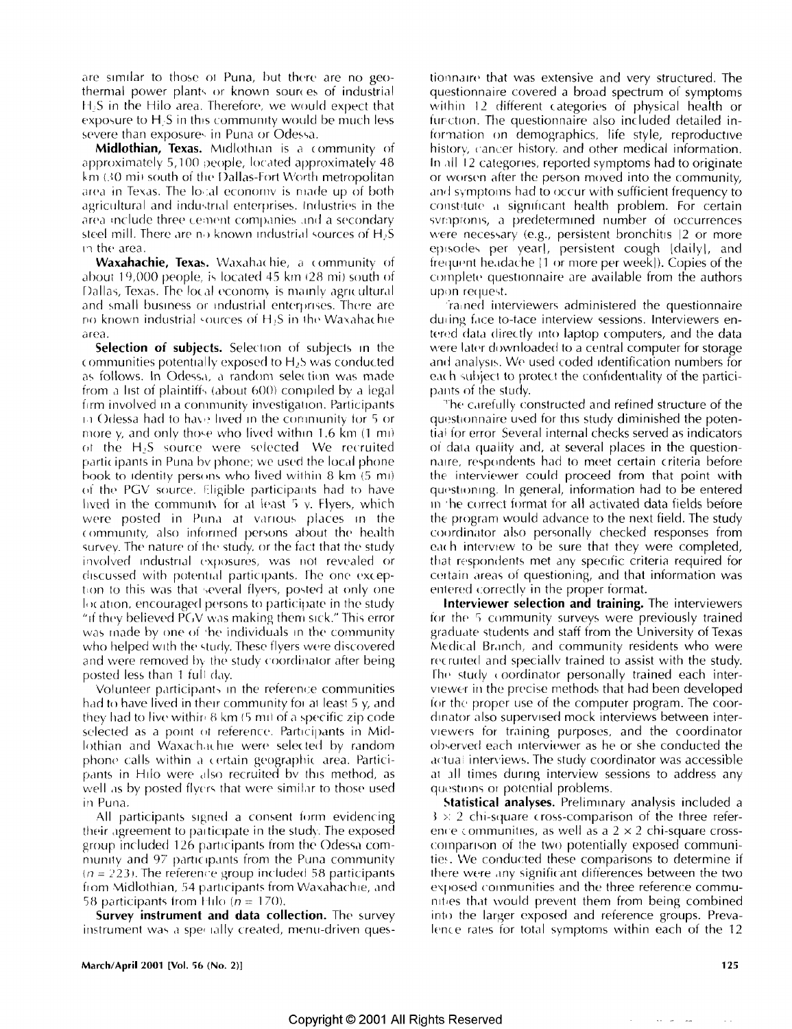are similar to those of Puna, but there are no geothermal power plants or known sources of industrial $H_2S$ in the Hilo area. Therefore, we would expect that exposure to $H_2S$ in this community would be much less severe than exposures in Puna or Odessa.

**Midlothian, Texas.** Midlothian is a community of approximately 5,100 people, located approximately 48 km (30 mi) south of the Dallas-Fort Worth metropolitan area in Texas. The local economy is made up of both agricultural and industrial enterprises. Industries in the area include three cement companies and a secondary steel mill. There are no known industrial sources of $H_2S$ in the area.

**Waxahachie, Texas.** Waxahachie, a community of about 19,000 people, is located 45 km (28 mi) south of Dallas, Texas. The local economy is mainly agricultural and small business or industrial enterprises. There are no known industrial sources of $H_2S$ in the Waxahachie area.

**Selection of subjects.** Selection of subjects in the communities potentially exposed to $H_2S$ was conducted as follows. In Odessa, a random selection was made from a list of plaintiffs (about 600) compiled by a legal firm involved in a community investigation. Participants in Odessa had to have lived in the community for 5 or more y, and only those who lived within 1.6 km (1 mi) of the $H_2S$ source were selected. We recruited participants in Puna by phone; we used the local phone book to identify persons who lived within 8 km (5 mi) of the PGV source. Eligible participants had to have lived in the community for at least 5 y. Flyers, which were posted in Puna at various places in the community, also informed persons about the health survey. The nature of the study, or the fact that the study involved industrial exposures, was not revealed or discussed with potential participants. The one exception to this was that several flyers, posted at only one location, encouraged persons to participate in the study "if they believed PGV was making them sick." This error was made by one of the individuals in the community who helped with the study. These flyers were discovered and were removed by the study coordinator after being posted less than 1 full day.

Volunteer participants in the reference communities had to have lived in their community for at least 5 y, and they had to live within 8 km (5 mi) of a specific zip code selected as a point of reference. Participants in Midlothian and Waxahachie were selected by random phone calls within a certain geographic area. Participants in Hilo were also recruited by this method, as well as by posted flyers that were similar to those used in Puna.

All participants signed a consent form evidencing their agreement to participate in the study. The exposed group included 126 participants from the Odessa community and 97 participants from the Puna community ($n = 223$). The reference group included 58 participants from Midlothian, 54 participants from Waxahachie, and 58 participants from Hilo ($n = 170$).

**Survey instrument and data collection.** The survey instrument was a specially created, menu-driven questionnaire that was extensive and very structured. The questionnaire covered a broad spectrum of symptoms within 12 different categories of physical health or function. The questionnaire also included detailed information on demographics, life style, reproductive history, cancer history, and other medical information. In all 12 categories, reported symptoms had to originate or worsen after the person moved into the community, and symptoms had to occur with sufficient frequency to constitute a significant health problem. For certain symptoms, a predetermined number of occurrences were necessary (e.g., persistent bronchitis [2 or more episodes per year], persistent cough [daily], and frequent headache [1 or more per week]). Copies of the complete questionnaire are available from the authors upon request.

Trained interviewers administered the questionnaire during face-to-face interview sessions. Interviewers entered data directly into laptop computers, and the data were later downloaded to a central computer for storage and analysis. We used coded identification numbers for each subject to protect the confidentiality of the participants of the study.

The carefully constructed and refined structure of the questionnaire used for this study diminished the potential for error. Several internal checks served as indicators of data quality and, at several places in the questionnaire, respondents had to meet certain criteria before the interviewer could proceed from that point with questioning. In general, information had to be entered in the correct format for all activated data fields before the program would advance to the next field. The study coordinator also personally checked responses from each interview to be sure that they were completed, that respondents met any specific criteria required for certain areas of questioning, and that information was entered correctly in the proper format.

**Interviewer selection and training.** The interviewers for the 5 community surveys were previously trained graduate students and staff from the University of Texas Medical Branch, and community residents who were recruited and specially trained to assist with the study. The study coordinator personally trained each interviewer in the precise methods that had been developed for the proper use of the computer program. The coordinator also supervised mock interviews between interviewers for training purposes, and the coordinator observed each interviewer as he or she conducted the actual interviews. The study coordinator was accessible at all times during interview sessions to address any questions or potential problems.

**Statistical analyses.** Preliminary analysis included a $3 \times 2$ chi-square cross-comparison of the three reference communities, as well as a $2 \times 2$ chi-square cross-comparison of the two potentially exposed communities. We conducted these comparisons to determine if there were any significant differences between the two exposed communities and the three reference communities that would prevent them from being combined into the larger exposed and reference groups. Prevalence rates for total symptoms within each of the 12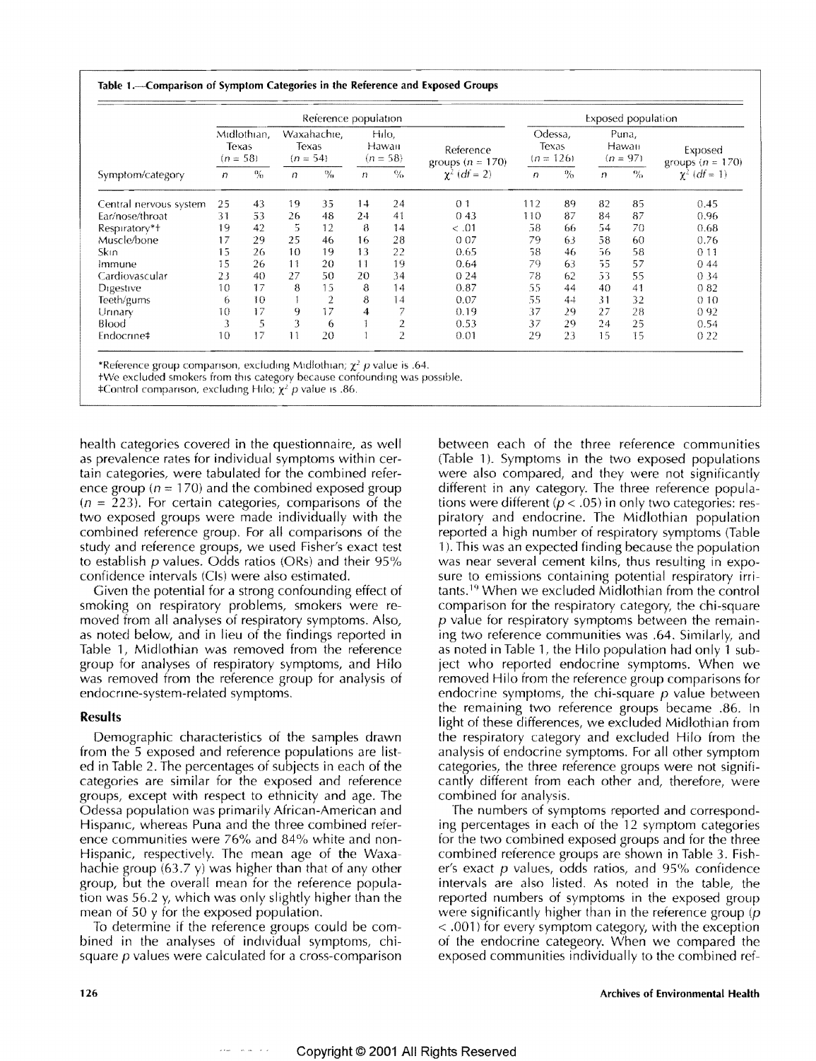**Table 1.—Comparison of Symptom Categories in the Reference and Exposed Groups**

| | Reference population | | | | | | | Exposed population | | | | |
|---|---|---|---|---|---|---|---|---|---|---|---|---|
| | Midlothian, Texas (n = 58) | | Waxahachie, Texas (n = 54) | | Hilo, Hawaii (n = 58) | | Reference groups (n = 170) | Odessa, Texas (n = 126) | | Puna, Hawaii (n = 97) | | Exposed groups (n = 170) |
| Symptom/category | n | % | n | % | n | % | $\chi^2$ (df = 2) | n | % | n | % | $\chi^2$ (df = 1) |
| Central nervous system | 25 | 43 | 19 | 35 | 14 | 24 | 0.1 | 112 | 89 | 82 | 85 | 0.45 |
| Ear/nose/throat | 31 | 53 | 26 | 48 | 24 | 41 | 0.43 | 110 | 87 | 84 | 87 | 0.96 |
| Respiratory*† | 19 | 42 | 5 | 12 | 8 | 14 | < .01 | 58 | 66 | 54 | 70 | 0.68 |
| Muscle/bone | 17 | 29 | 25 | 46 | 16 | 28 | 0.07 | 79 | 63 | 58 | 60 | 0.76 |
| Skin | 15 | 26 | 10 | 19 | 13 | 22 | 0.65 | 58 | 46 | 56 | 58 | 0.11 |
| Immune | 15 | 26 | 11 | 20 | 11 | 19 | 0.64 | 79 | 63 | 55 | 57 | 0.44 |
| Cardiovascular | 23 | 40 | 27 | 50 | 20 | 34 | 0.24 | 78 | 62 | 53 | 55 | 0.34 |
| Digestive | 10 | 17 | 8 | 15 | 8 | 14 | 0.87 | 55 | 44 | 40 | 41 | 0.82 |
| Teeth/gums | 6 | 10 | 1 | 2 | 8 | 14 | 0.07 | 55 | 44 | 31 | 32 | 0.10 |
| Urinary | 10 | 17 | 9 | 17 | 4 | 7 | 0.19 | 37 | 29 | 27 | 28 | 0.92 |
| Blood | 3 | 5 | 3 | 6 | 1 | 2 | 0.53 | 37 | 29 | 24 | 25 | 0.54 |
| Endocrine‡ | 10 | 17 | 11 | 20 | 1 | 2 | 0.01 | 29 | 23 | 15 | 15 | 0.22 |

*Reference group comparison, excluding Midlothian; $\chi^2$ p value is .64.
†We excluded smokers from this category because confounding was possible.
‡Control comparison, excluding Hilo; $\chi^2$ p value is .86.

health categories covered in the questionnaire, as well as prevalence rates for individual symptoms within certain categories, were tabulated for the combined reference group (n = 170) and the combined exposed group (n = 223). For certain categories, comparisons of the two exposed groups were made individually with the combined reference group. For all comparisons of the study and reference groups, we used Fisher's exact test to establish p values. Odds ratios (ORs) and their 95% confidence intervals (CIs) were also estimated.

Given the potential for a strong confounding effect of smoking on respiratory problems, smokers were removed from all analyses of respiratory symptoms. Also, as noted below, and in lieu of the findings reported in Table 1, Midlothian was removed from the reference group for analyses of respiratory symptoms, and Hilo was removed from the reference group for analysis of endocrine-system-related symptoms.

## Results

Demographic characteristics of the samples drawn from the 5 exposed and reference populations are listed in Table 2. The percentages of subjects in each of the categories are similar for the exposed and reference groups, except with respect to ethnicity and age. The Odessa population was primarily African-American and Hispanic, whereas Puna and the three combined reference communities were 76% and 84% white and non-Hispanic, respectively. The mean age of the Waxahachie group (63.7 y) was higher than that of any other group, but the overall mean for the reference population was 56.2 y, which was only slightly higher than the mean of 50 y for the exposed population.

To determine if the reference groups could be combined in the analyses of individual symptoms, chi-square p values were calculated for a cross-comparison between each of the three reference communities (Table 1). Symptoms in the two exposed populations were also compared, and they were not significantly different in any category. The three reference populations were different ($p < .05$) in only two categories: respiratory and endocrine. The Midlothian population reported a high number of respiratory symptoms (Table 1). This was an expected finding because the population was near several cement kilns, thus resulting in exposure to emissions containing potential respiratory irritants.[19] When we excluded Midlothian from the control comparison for the respiratory category, the chi-square p value for respiratory symptoms between the remaining two reference communities was .64. Similarly, and as noted in Table 1, the Hilo population had only 1 subject who reported endocrine symptoms. When we removed Hilo from the reference group comparisons for endocrine symptoms, the chi-square p value between the remaining two reference groups became .86. In light of these differences, we excluded Midlothian from the respiratory category and excluded Hilo from the analysis of endocrine symptoms. For all other symptom categories, the three reference groups were not significantly different from each other and, therefore, were combined for analysis.

The numbers of symptoms reported and corresponding percentages in each of the 12 symptom categories for the two combined exposed groups and for the three combined reference groups are shown in Table 3. Fisher's exact p values, odds ratios, and 95% confidence intervals are also listed. As noted in the table, the reported numbers of symptoms in the exposed group were significantly higher than in the reference group ($p < .001$) for every symptom category, with the exception of the endocrine categeory. When we compared the exposed communities individually to the combined ref-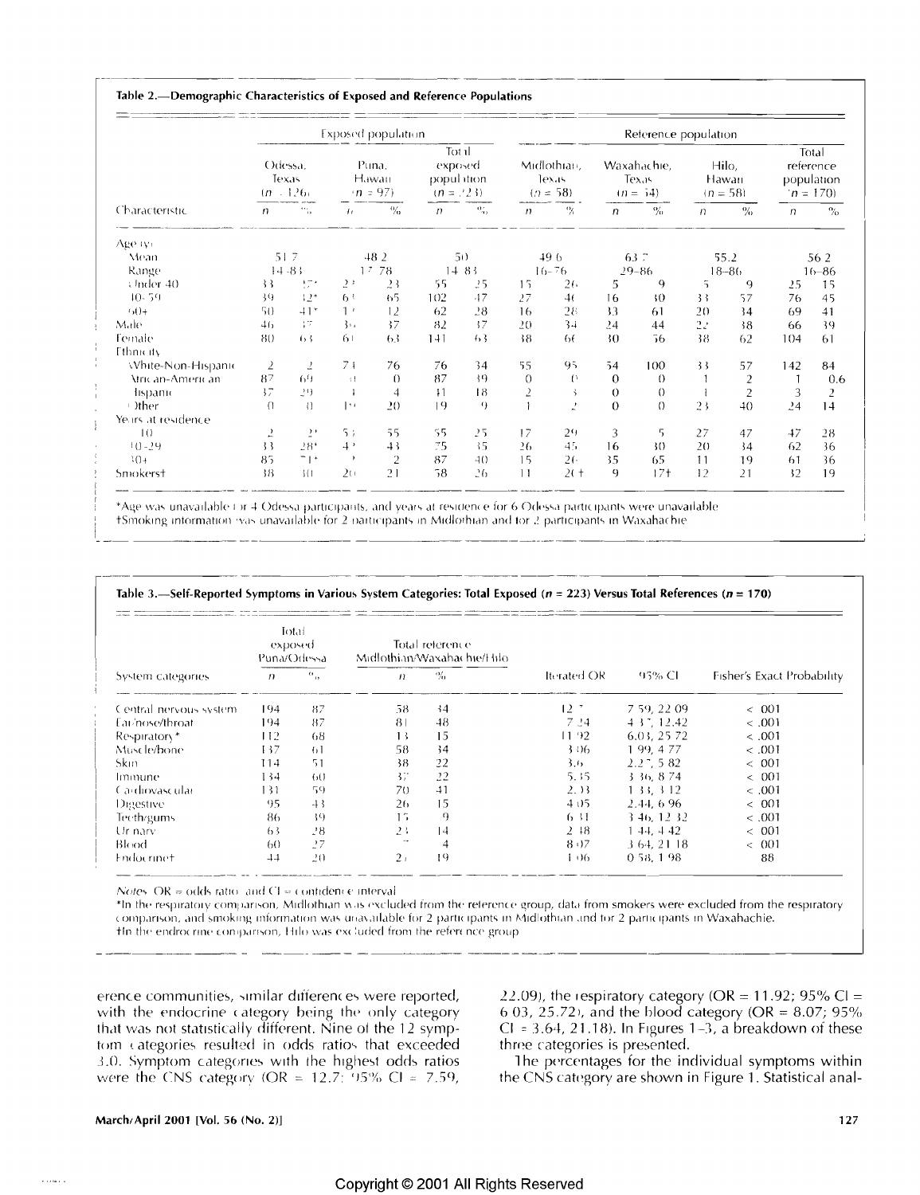**Table 2.—Demographic Characteristics of Exposed and Reference Populations**

| | Exposed population | | | | | | Reference population | | | | | | | |
|---|---|---|---|---|---|---|---|---|---|---|---|---|---|---|
| | Odessa, Texas (n = 126) | | Puna, Hawaii (n = 97) | | Total exposed population (n = 223) | | Midlothian, Texas (n = 58) | | Waxahachie, Texas (n = 54) | | Hilo, Hawaii (n = 58) | | Total reference population (n = 170) | |
| Characteristic | n | % | n | % | n | % | n | % | n | % | n | % | n | % |
| Age (y) | | | | | | | | | | | | | | |
| Mean | 51.7 | | 48.2 | | 50 | | 49.6 | | 63.7 | | 55.2 | | 56.2 | |
| Range | 14–83 | | 17–78 | | 14–83 | | 16–76 | | 29–86 | | 18–86 | | 16–86 | |
| Under 40 | 33 | 27* | 22 | 23 | 55 | 25 | 15 | 26 | 5 | 9 | 5 | 9 | 25 | 15 |
| 40–59 | 39 | 32* | 63 | 65 | 102 | 47 | 27 | 46 | 16 | 30 | 33 | 57 | 76 | 45 |
| 60+ | 50 | 41* | 12 | 12 | 62 | 28 | 16 | 28 | 33 | 61 | 20 | 34 | 69 | 41 |
| Male | 46 | 37 | 36 | 37 | 82 | 37 | 20 | 34 | 24 | 44 | 22 | 38 | 66 | 39 |
| Female | 80 | 63 | 61 | 63 | 141 | 63 | 38 | 66 | 30 | 56 | 36 | 62 | 104 | 61 |
| Ethnicity | | | | | | | | | | | | | | |
| White-Non-Hispanic | 2 | 2 | 74 | 76 | 76 | 34 | 55 | 95 | 54 | 100 | 33 | 57 | 142 | 84 |
| African-American | 87 | 69 | 0 | 0 | 87 | 39 | 0 | 0 | 0 | 0 | 1 | 2 | 1 | 0.6 |
| Hispanic | 37 | 29 | 4 | 4 | 41 | 18 | 2 | 3 | 0 | 0 | 1 | 2 | 3 | 2 |
| Other | 0 | 0 | 19 | 20 | 19 | 9 | 1 | 2 | 0 | 0 | 23 | 40 | 24 | 14 |
| Years at residence | | | | | | | | | | | | | | |
| < 10 | 2 | 2* | 53 | 55 | 55 | 25 | 17 | 29 | 3 | 5 | 27 | 47 | 47 | 28 |
| 10–29 | 33 | 28* | 42 | 43 | 75 | 35 | 26 | 45 | 16 | 30 | 20 | 34 | 62 | 36 |
| 30+ | 85 | 71* | 2 | 2 | 87 | 40 | 15 | 26 | 35 | 65 | 11 | 19 | 61 | 36 |
| Smokers† | 38 | 30 | 20 | 21 | 58 | 26 | 11 | 20† | 9 | 17† | 12 | 21 | 32 | 19 |

*Age was unavailable for 4 Odessa participants, and years at residence for 6 Odessa participants were unavailable.
†Smoking information was unavailable for 2 participants in Midlothian and for 2 participants in Waxahachie.

**Table 3.—Self-Reported Symptoms in Various System Categories: Total Exposed (n = 223) Versus Total References (n = 170)**

| | Total exposed Puna/Odessa | | Total reference Midlothian/Waxahachie/Hilo | | | | |
|---|---|---|---|---|---|---|---|
| System categories | n | % | n | % | Iterated OR | 95% CI | Fisher's Exact Probability |
| Central nervous system | 194 | 87 | 58 | 34 | 12.7 | 7.59, 22.09 | < .001 |
| Ear/nose/throat | 194 | 87 | 81 | 48 | 7.24 | 4.37, 12.42 | < .001 |
| Respiratory* | 112 | 68 | 13 | 15 | 11.92 | 6.03, 25.72 | < .001 |
| Muscle/bone | 137 | 61 | 58 | 34 | 3.06 | 1.99, 4.77 | < .001 |
| Skin | 114 | 51 | 38 | 22 | 3.6 | 2.27, 5.82 | < .001 |
| Immune | 134 | 60 | 37 | 22 | 5.35 | 3.36, 8.74 | < .001 |
| Cardiovascular | 131 | 59 | 70 | 41 | 2.33 | 1.33, 3.12 | < .001 |
| Digestive | 95 | 43 | 26 | 15 | 4.05 | 2.44, 6.96 | < .001 |
| Teeth/gums | 86 | 39 | 15 | 9 | 6.31 | 3.46, 12.32 | < .001 |
| Urinary | 63 | 28 | 23 | 14 | 2.38 | 1.44, 4.42 | < .001 |
| Blood | 60 | 27 | 7 | 4 | 8.07 | 3.64, 21.18 | < .001 |
| Endocrine† | 44 | 20 | 21 | 19 | 1.06 | 0.58, 1.98 | .88 |

*Notes:* OR = odds ratio, and CI = confidence interval.
*In the respiratory comparison, Midlothian was excluded from the reference group, data from smokers were excluded from the respiratory comparison, and smoking information was unavailable for 2 participants in Midlothian and for 2 participants in Waxahachie.
†In the endocrine comparison, Hilo was excluded from the reference group.

erence communities, similar differences were reported, with the endocrine category being the only category that was not statistically different. Nine of the 12 symptom categories resulted in odds ratios that exceeded 3.0. Symptom categories with the highest odds ratios were the CNS category (OR = 12.7; 95% CI = 7.59, 22.09), the respiratory category (OR = 11.92; 95% CI = 6.03, 25.72), and the blood category (OR = 8.07; 95% CI = 3.64, 21.18). In Figures 1–3, a breakdown of these three categories is presented.

The percentages for the individual symptoms within the CNS category are shown in Figure 1. Statistical anal-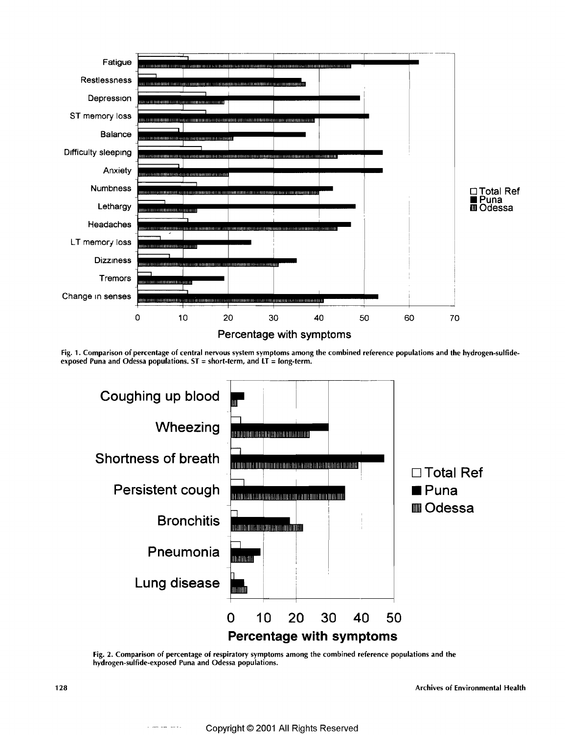Fig. 1. Comparison of percentage of central nervous system symptoms among the combined reference populations and the hydrogen-sulfide-exposed Puna and Odessa populations. ST = short-term, and LT = long-term.

Fig. 2. Comparison of percentage of respiratory symptoms among the combined reference populations and the hydrogen-sulfide-exposed Puna and Odessa populations.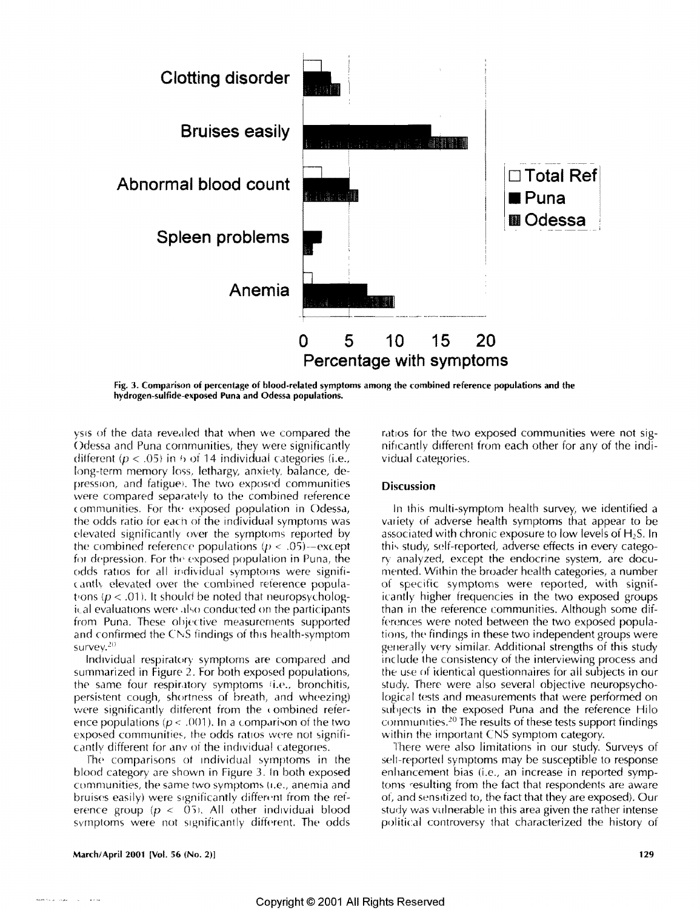Fig. 3. Comparison of percentage of blood-related symptoms among the combined reference populations and the hydrogen-sulfide-exposed Puna and Odessa populations.

ysis of the data revealed that when we compared the Odessa and Puna communities, they were significantly different ($p < .05$) in 6 of 14 individual categories (i.e., long-term memory loss, lethargy, anxiety, balance, depression, and fatigue). The two exposed communities were compared separately to the combined reference communities. For the exposed population in Odessa, the odds ratio for each of the individual symptoms was elevated significantly over the symptoms reported by the combined reference populations ($p < .05$)—except for depression. For the exposed population in Puna, the odds ratios for all individual symptoms were significantly elevated over the combined reference populations ($p < .01$). It should be noted that neuropsychological evaluations were also conducted on the participants from Puna. These objective measurements supported and confirmed the CNS findings of this health-symptom survey.[20]

Individual respiratory symptoms are compared and summarized in Figure 2. For both exposed populations, the same four respiratory symptoms (i.e., bronchitis, persistent cough, shortness of breath, and wheezing) were significantly different from the combined reference populations ($p < .001$). In a comparison of the two exposed communities, the odds ratios were not significantly different for any of the individual categories.

The comparisons of individual symptoms in the blood category are shown in Figure 3. In both exposed communities, the same two symptoms (i.e., anemia and bruises easily) were significantly different from the reference group ($p < .05$). All other individual blood symptoms were not significantly different. The odds ratios for the two exposed communities were not significantly different from each other for any of the individual categories.

## Discussion

In this multi-symptom health survey, we identified a variety of adverse health symptoms that appear to be associated with chronic exposure to low levels of $H_2S$. In this study, self-reported, adverse effects in every category analyzed, except the endocrine system, are documented. Within the broader health categories, a number of specific symptoms were reported, with significantly higher frequencies in the two exposed groups than in the reference communities. Although some differences were noted between the two exposed populations, the findings in these two independent groups were generally very similar. Additional strengths of this study include the consistency of the interviewing process and the use of identical questionnaires for all subjects in our study. There were also several objective neuropsychological tests and measurements that were performed on subjects in the exposed Puna and the reference Hilo communities.[20] The results of these tests support findings within the important CNS symptom category.

There were also limitations in our study. Surveys of self-reported symptoms may be susceptible to response enhancement bias (i.e., an increase in reported symptoms resulting from the fact that respondents are aware of, and sensitized to, the fact that they are exposed). Our study was vulnerable in this area given the rather intense political controversy that characterized the history of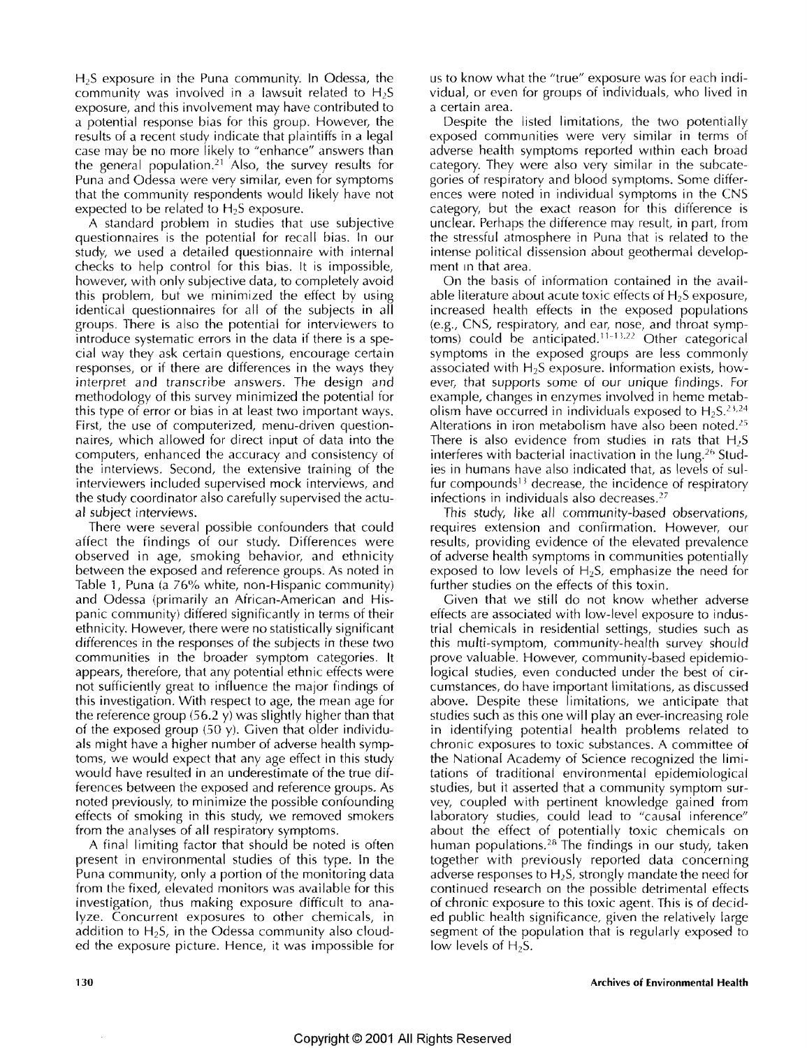$H_2S$ exposure in the Puna community. In Odessa, the community was involved in a lawsuit related to $H_2S$ exposure, and this involvement may have contributed to a potential response bias for this group. However, the results of a recent study indicate that plaintiffs in a legal case may be no more likely to "enhance" answers than the general population.[21] Also, the survey results for Puna and Odessa were very similar, even for symptoms that the community respondents would likely have not expected to be related to $H_2S$ exposure.

A standard problem in studies that use subjective questionnaires is the potential for recall bias. In our study, we used a detailed questionnaire with internal checks to help control for this bias. It is impossible, however, with only subjective data, to completely avoid this problem, but we minimized the effect by using identical questionnaires for all of the subjects in all groups. There is also the potential for interviewers to introduce systematic errors in the data if there is a special way they ask certain questions, encourage certain responses, or if there are differences in the ways they interpret and transcribe answers. The design and methodology of this survey minimized the potential for this type of error or bias in at least two important ways. First, the use of computerized, menu-driven questionnaires, which allowed for direct input of data into the computers, enhanced the accuracy and consistency of the interviews. Second, the extensive training of the interviewers included supervised mock interviews, and the study coordinator also carefully supervised the actual subject interviews.

There were several possible confounders that could affect the findings of our study. Differences were observed in age, smoking behavior, and ethnicity between the exposed and reference groups. As noted in Table 1, Puna (a 76% white, non-Hispanic community) and Odessa (primarily an African-American and Hispanic community) differed significantly in terms of their ethnicity. However, there were no statistically significant differences in the responses of the subjects in these two communities in the broader symptom categories. It appears, therefore, that any potential ethnic effects were not sufficiently great to influence the major findings of this investigation. With respect to age, the mean age for the reference group (56.2 y) was slightly higher than that of the exposed group (50 y). Given that older individuals might have a higher number of adverse health symptoms, we would expect that any age effect in this study would have resulted in an underestimate of the true differences between the exposed and reference groups. As noted previously, to minimize the possible confounding effects of smoking in this study, we removed smokers from the analyses of all respiratory symptoms.

A final limiting factor that should be noted is often present in environmental studies of this type. In the Puna community, only a portion of the monitoring data from the fixed, elevated monitors was available for this investigation, thus making exposure difficult to analyze. Concurrent exposures to other chemicals, in addition to $H_2S$, in the Odessa community also clouded the exposure picture. Hence, it was impossible for us to know what the "true" exposure was for each individual, or even for groups of individuals, who lived in a certain area.

Despite the listed limitations, the two potentially exposed communities were very similar in terms of adverse health symptoms reported within each broad category. They were also very similar in the subcategories of respiratory and blood symptoms. Some differences were noted in individual symptoms in the CNS category, but the exact reason for this difference is unclear. Perhaps the difference may result, in part, from the stressful atmosphere in Puna that is related to the intense political dissension about geothermal development in that area.

On the basis of information contained in the available literature about acute toxic effects of $H_2S$ exposure, increased health effects in the exposed populations (e.g., CNS, respiratory, and ear, nose, and throat symptoms) could be anticipated.[11-13,22] Other categorical symptoms in the exposed groups are less commonly associated with $H_2S$ exposure. Information exists, however, that supports some of our unique findings. For example, changes in enzymes involved in heme metabolism have occurred in individuals exposed to $H_2S$.[23,24] Alterations in iron metabolism have also been noted.[25] There is also evidence from studies in rats that $H_2S$ interferes with bacterial inactivation in the lung.[26] Studies in humans have also indicated that, as levels of sulfur compounds[13] decrease, the incidence of respiratory infections in individuals also decreases.[27]

This study, like all community-based observations, requires extension and confirmation. However, our results, providing evidence of the elevated prevalence of adverse health symptoms in communities potentially exposed to low levels of $H_2S$, emphasize the need for further studies on the effects of this toxin.

Given that we still do not know whether adverse effects are associated with low-level exposure to industrial chemicals in residential settings, studies such as this multi-symptom, community-health survey should prove valuable. However, community-based epidemiological studies, even conducted under the best of circumstances, do have important limitations, as discussed above. Despite these limitations, we anticipate that studies such as this one will play an ever-increasing role in identifying potential health problems related to chronic exposures to toxic substances. A committee of the National Academy of Science recognized the limitations of traditional environmental epidemiological studies, but it asserted that a community symptom survey, coupled with pertinent knowledge gained from laboratory studies, could lead to "causal inference" about the effect of potentially toxic chemicals on human populations.[28] The findings in our study, taken together with previously reported data concerning adverse responses to $H_2S$, strongly mandate the need for continued research on the possible detrimental effects of chronic exposure to this toxic agent. This is of decided public health significance, given the relatively large segment of the population that is regularly exposed to low levels of $H_2S$.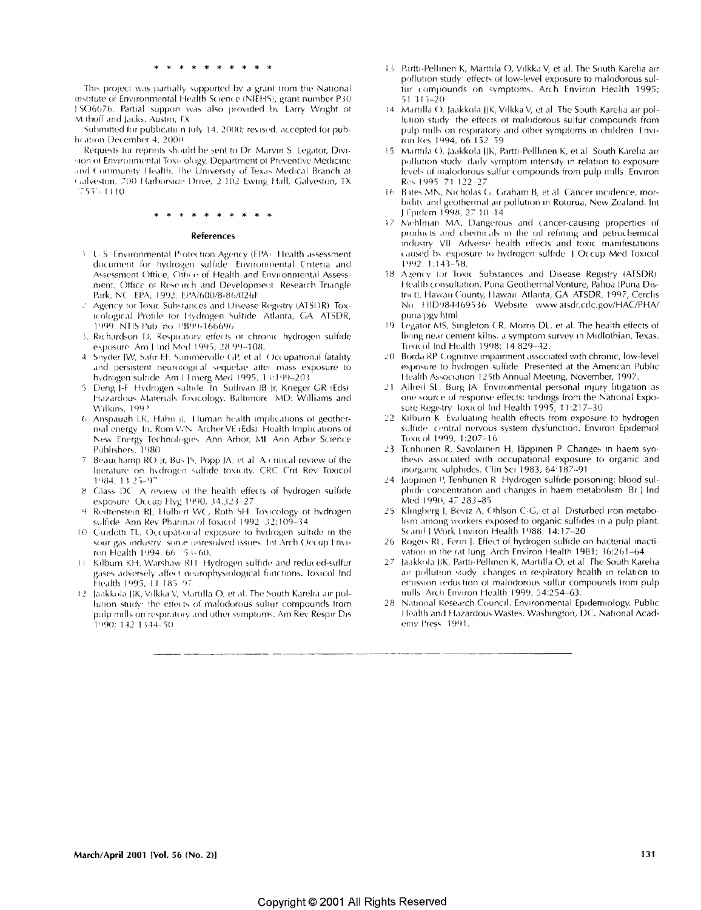\* \* \* \* \* \* \* \* \* \*

This project was partially supported by a grant from the National Institute of Environmental Health Science (NIEHS), grant number P30 ES06676. Partial support was also provided by Larry Wright of Mithoff and Jacks, Austin, TX.

Submitted for publication July 14, 2000; revised, accepted for publication December 4, 2000.

Requests for reprints should be sent to Dr. Marvin S. Legator, Division of Environmental Toxicology, Department of Preventive Medicine and Community Health, The University of Texas Medical Branch at Galveston, 700 Harborside Drive, 2.102 Ewing Hall, Galveston, TX 77555-1110.

\* \* \* \* \* \* \* \* \* \*

## References

1. U.S. Environmental Protection Agency (EPA). Health assessment document for hydrogen sulfide. Environmental Criteria and Assessment Office, Office of Health and Environmental Assessment, Office of Research and Development. Research Triangle Park, NC: EPA, 1992. EPA/600/8-86/026F.
2. Agency for Toxic Substances and Disease Registry (ATSDR). Toxicological Profile for Hydrogen Sulfide. Atlanta, GA: ATSDR, 1999. NTIS Pub. no. PB99-166696.
3. Richardson D. Respiratory effects of chronic hydrogen sulfide exposure. Am J Ind Med 1995; 28:99–108.
4. Snyder JW, Safir EF, Summerville GP, et al. Occupational fatality and persistent neurological sequelae after mass exposure to hydrogen sulfide. Am J Emerg Med 1995; 13:199–203.
5. Deng J-F. Hydrogen sulfide. In: Sullivan JB Jr, Krieger GR (Eds). Hazardous Materials Toxicology. Baltimore, MD: Williams and Wilkins, 1992.
6. Anspaugh LR, Hahn JL. Human health implications of geothermal energy. In: Rom WN, Archer VE (Eds). Health Implications of New Energy Technologies. Ann Arbor, MI: Ann Arbor Science Publishers, 1980.
7. Beauchamp RO Jr, Bus JS, Popp JA, et al. A critical review of the literature on hydrogen sulfide toxicity. CRC Crit Rev Toxicol 1984; 13:25–97.
8. Glass DC. A review of the health effects of hydrogen sulfide exposure. Occup Hyg 1990; 34:323–27.
9. Reiffenstein RJ, Hulbert WC, Roth SH. Toxicology of hydrogen sulfide. Ann Rev Pharmacol Toxicol 1992; 32:109–34.
10. Guidotti TL. Occupational exposure to hydrogen sulfide in the sour gas industry: some unresolved issues. Int Arch Occup Environ Health 1994; 66:153–60.
11. Kilburn KH, Warshaw RH. Hydrogen sulfide and reduced-sulfur gases adversely affect neurophysiological functions. Toxicol Ind Health 1995; 11:185–97.
12. Jaakkola JJK, Vilkka V, Marttila O, et al. The South Karelia air pollution study: the effects of malodorous sulfur compounds from pulp mills on respiratory and other symptoms. Am Rev Respir Dis 1990; 142:1344–50.
13. Partti-Pellinen K, Marttila O, Vilkka V, et al. The South Karelia air pollution study: effects of low-level exposure to malodorous sulfur compounds on symptoms. Arch Environ Health 1995; 51:315–20.
14. Marttila O, Jaakkola JJK, Vilkka V, et al. The South Karelia air pollution study: the effects of malodorous sulfur compounds from pulp mills on respiratory and other symptoms in children. Environ Res 1994; 66:152–59.
15. Marttila O, Jaakkola JJK, Partti-Pellinen K, et al. South Karelia air pollution study: daily symptom intensity in relation to exposure levels of malodorous sulfur compounds from pulp mills. Environ Res 1995; 71:122–27.
16. Bates MN, Nicholas G, Graham B, et al. Cancer incidence, morbidity and geothermal air pollution in Rotorua, New Zealand. Int J Epidem 1998; 27:10–14.
17. Mehlman MA. Dangerous and cancer-causing properties of products and chemicals in the oil refining and petrochemical industry. VII. Adverse health effects and toxic manifestations caused by exposure to hydrogen sulfide. J Occup Med Toxicol 1992; 1:143–58.
18. Agency for Toxic Substances and Disease Registry (ATSDR). Health consultation. Puna Geothermal Venture, Pahoa (Puna District), Hawaii County, Hawaii. Atlanta, GA: ATSDR, 1997; Cerclis No. HID984469536. Website: www.atsdr.cdc.gov/HAC/PHA/puna/pgv.html
19. Legator MS, Singleton CR, Morris DL, et al. The health effects of living near cement kilns: a symptom survey in Midlothian, Texas. Toxicol Ind Health 1998; 14:829–42.
20. Borda RP. Cognitive impairment associated with chronic, low-level exposure to hydrogen sulfide. Presented at the American Public Health Association 125th Annual Meeting, November, 1997.
21. Allred SL, Burg JA. Environmental personal injury litigation as one source of response effects: findings from the National Exposure Registry. Toxicol Ind Health 1995; 11:217–30.
22. Kilburn K. Evaluating health effects from exposure to hydrogen sulfide: central nervous system dysfunction. Environ Epidemiol Toxicol 1999; 1:207–16.
23. Tenhunen R, Savolainen H, Jäppinen P. Changes in haem synthesis associated with occupational exposure to organic and inorganic sulphides. Clin Sci 1983; 64:187–91.
24. Jäppinen P, Tenhunen R. Hydrogen sulfide poisoning: blood sulphide concentration and changes in haem metabolism. Br J Ind Med 1990; 47:283–85.
25. Klingberg J, Beviz A, Ohlson C-G, et al. Disturbed iron metabolism among workers exposed to organic sulfides in a pulp plant. Scand J Work Environ Health 1988; 14:17–20.
26. Rogers RE, Ferin J. Effect of hydrogen sulfide on bacterial inactivation in the rat lung. Arch Environ Health 1981; 36:261–64.
27. Jaakkola JJK, Partti-Pellinen K, Marttila O, et al. The South Karelia air pollution study: changes in respiratory health in relation to emission reduction of malodorous sulfur compounds from pulp mills. Arch Environ Health 1999; 54:254–63.
28. National Research Council. Environmental Epidemiology. Public Health and Hazardous Wastes. Washington, DC: National Academy Press, 1991.